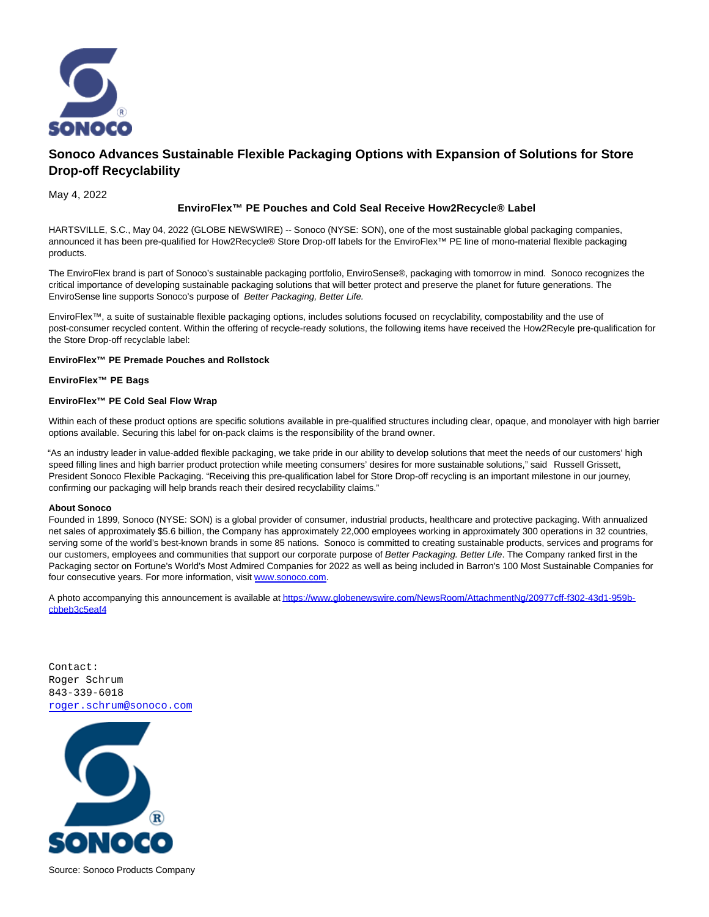# Sonoco Advances Sustainable Flexible Packaging Options with Expansion of Solutions for Store Drop-off Recyclability

May 4, 2022

**EnviroFlex™ PE Pouches and Cold Seal Receive How2Recycle® Label**

HARTSVILLE, S.C., May 04, 2022 (GLOBE NEWSWIRE) -- Sonoco (NYSE: SON), one of the most sustainable global packaging companies, announced it has been pre-qualified for How2Recycle® Store Drop-off labels for the EnviroFlex™ PE line of mono-material flexible packaging products.

The EnviroFlex brand is part of Sonoco's sustainable packaging portfolio, EnviroSense®, packaging with tomorrow in mind. Sonoco recognizes the critical importance of developing sustainable packaging solutions that will better protect and preserve the planet for future generations. The EnviroSense line supports Sonoco's purpose of *Better Packaging, Better Life.*

EnviroFlex™, a suite of sustainable flexible packaging options, includes solutions focused on recyclability, compostability and the use of post-consumer recycled content. Within the offering of recycle-ready solutions, the following items have received the How2Recyle pre-qualification for the Store Drop-off recyclable label:

**EnviroFlex™ PE Premade Pouches and Rollstock**

**EnviroFlex™ PE Bags**

**EnviroFlex™ PE Cold Seal Flow Wrap**

Within each of these product options are specific solutions available in pre-qualified structures including clear, opaque, and monolayer with high barrier options available. Securing this label for on-pack claims is the responsibility of the brand owner.

"As an industry leader in value-added flexible packaging, we take pride in our ability to develop solutions that meet the needs of our customers' high speed filling lines and high barrier product protection while meeting consumers' desires for more sustainable solutions," said Russell Grissett, President Sonoco Flexible Packaging. "Receiving this pre-qualification label for Store Drop-off recycling is an important milestone in our journey, confirming our packaging will help brands reach their desired recyclability claims."

**About Sonoco**

Founded in 1899, Sonoco (NYSE: SON) is a global provider of consumer, industrial products, healthcare and protective packaging. With annualized net sales of approximately $5.6 billion, the Company has approximately 22,000 employees working in approximately 300 operations in 32 countries, serving some of the world's best-known brands in some 85 nations. Sonoco is committed to creating sustainable products, services and programs for our customers, employees and communities that support our corporate purpose of *Better Packaging. Better Life*. The Company ranked first in the Packaging sector on Fortune's World's Most Admired Companies for 2022 as well as being included in Barron's 100 Most Sustainable Companies for four consecutive years. For more information, visit [www.sonoco.com](http://www.sonoco.com).

A photo accompanying this announcement is available at [https://www.globenewswire.com/NewsRoom/AttachmentNg/20977cff-f302-43d1-959b-cbbeb3c5eaf4](https://www.globenewswire.com/NewsRoom/AttachmentNg/20977cff-f302-43d1-959b-cbbeb3c5eaf4)

```
Contact:
Roger Schrum
843-339-6018
roger.schrum@sonoco.com
```

Source: Sonoco Products Company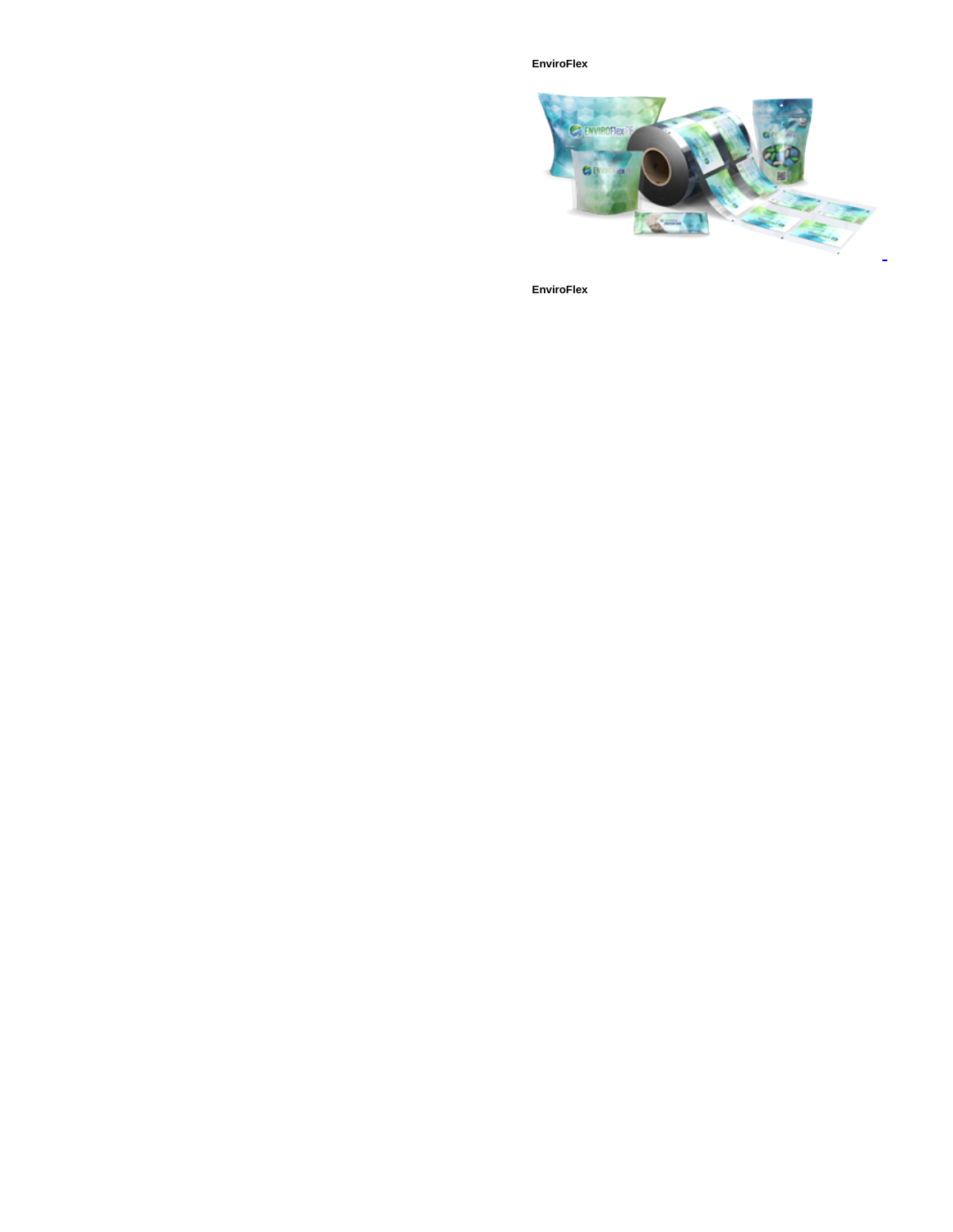**EnviroFlex**

**EnviroFlex**